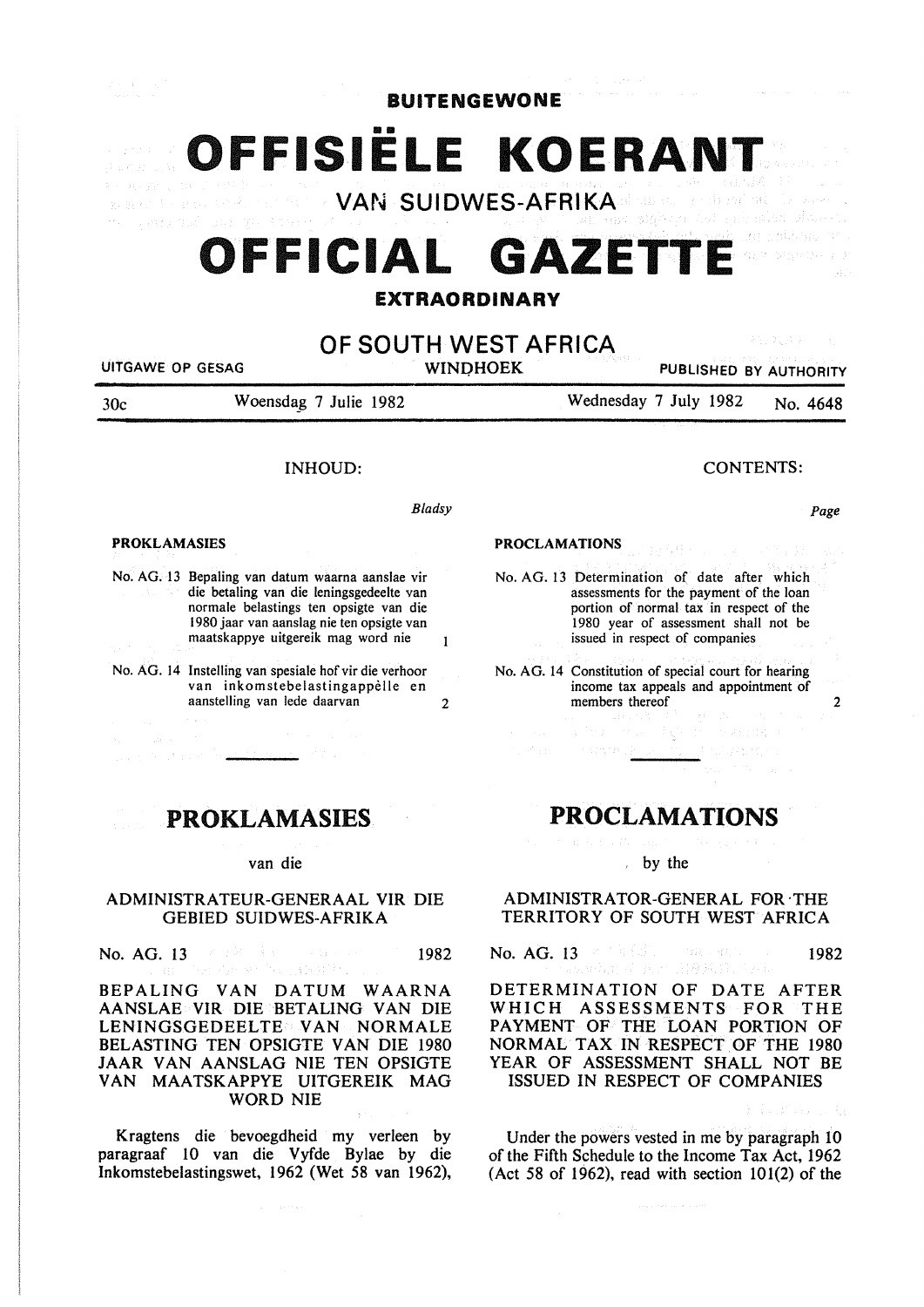**BUITENGEWONE**

# OFFISIËLE KOERANT

VAN SUIDWES-AFRIKA

# OFFICIAL GAZETTE

**EXTRAORDINARY**

## OF SOUTH WEST AFRICA

UITGAWE OP GESAG — WINDHOEK — PUBLISHED BY AUTHORITY

30c — Woensdag 7 Julie 1982 — Wednesday 7 July 1982 — No. 4648

INHOUD:

*Bladsy*

**PROKLAMASIES**

No. AG. 13 Bepaling van datum waarna aanslae vir die betaling van die leningsgedeelte van normale belastings ten opsigte van die 1980 jaar van aanslag nie ten opsigte van maatskappye uitgereik mag word nie — 1

No. AG. 14 Instelling van spesiale hof vir die verhoor van inkomstebelastingappèlle en aanstelling van lede daarvan — 2

CONTENTS:

*Page*

**PROCLAMATIONS**

No. AG. 13 Determination of date after which assessments for the payment of the loan portion of normal tax in respect of the 1980 year of assessment shall not be issued in respect of companies

No. AG. 14 Constitution of special court for hearing income tax appeals and appointment of members thereof — 2

## PROKLAMASIES

van die

ADMINISTRATEUR-GENERAAL VIR DIE GEBIED SUIDWES-AFRIKA

No. AG. 13 — 1982

BEPALING VAN DATUM WAARNA AANSLAE VIR DIE BETALING VAN DIE LENINGSGEDEELTE VAN NORMALE BELASTING TEN OPSIGTE VAN DIE 1980 JAAR VAN AANSLAG NIE TEN OPSIGTE VAN MAATSKAPPYE UITGEREIK MAG WORD NIE

Kragtens die bevoegdheid my verleen by paragraaf 10 van die Vyfde Bylae by die Inkomstebelastingswet, 1962 (Wet 58 van 1962),

## PROCLAMATIONS

by the

ADMINISTRATOR-GENERAL FOR THE TERRITORY OF SOUTH WEST AFRICA

No. AG. 13 — 1982

DETERMINATION OF DATE AFTER WHICH ASSESSMENTS FOR THE PAYMENT OF THE LOAN PORTION OF NORMAL TAX IN RESPECT OF THE 1980 YEAR OF ASSESSMENT SHALL NOT BE ISSUED IN RESPECT OF COMPANIES

Under the powers vested in me by paragraph 10 of the Fifth Schedule to the Income Tax Act, 1962 (Act 58 of 1962), read with section 101(2) of the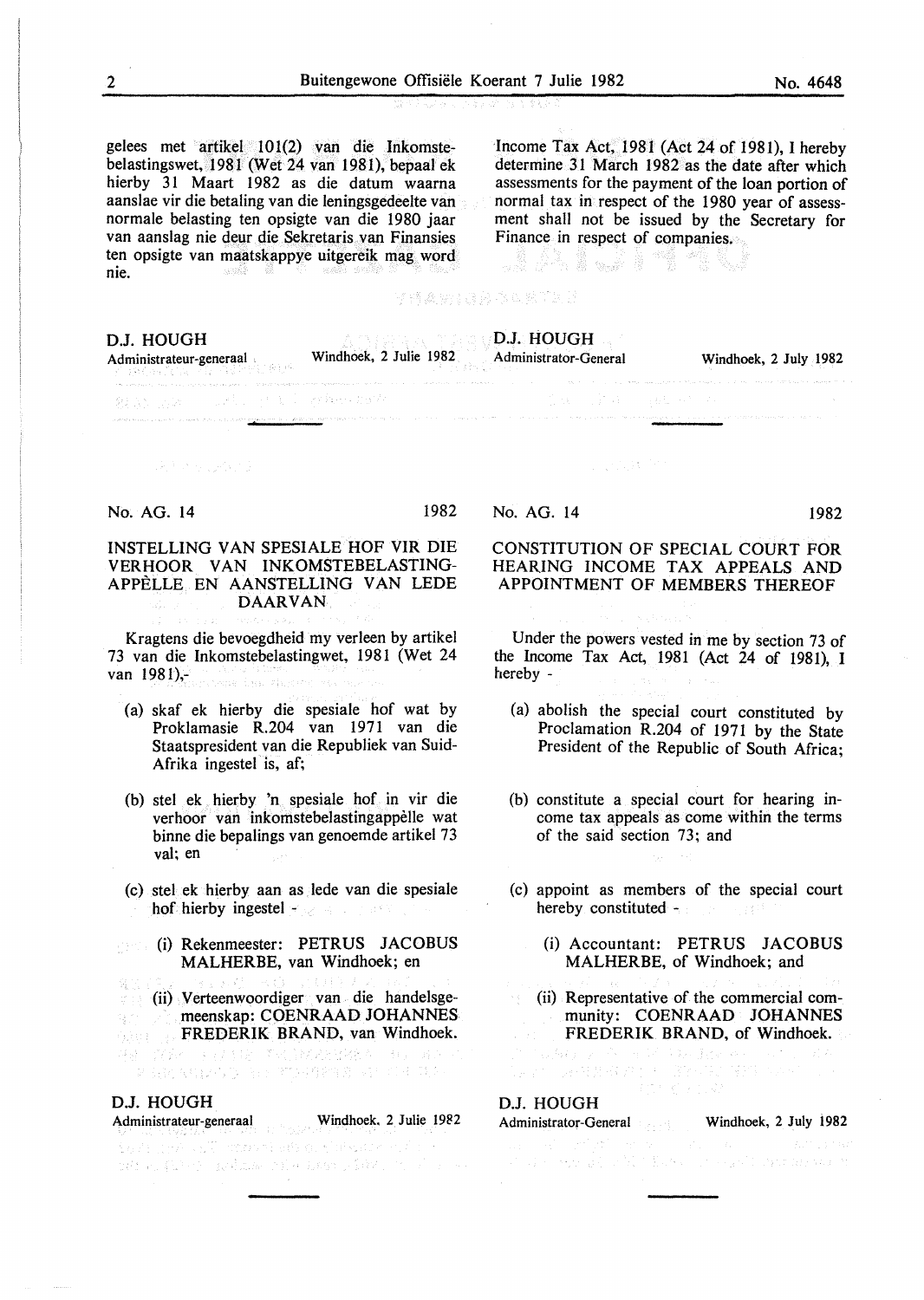gelees met artikel 101(2) van die Inkomstebelastingswet, 1981 (Wet 24 van 1981), bepaal ek hierby 31 Maart 1982 as die datum waarna aanslae vir die betaling van die leningsgedeelte van normale belasting ten opsigte van die 1980 jaar van aanslag nie deur die Sekretaris van Finansies ten opsigte van maatskappye uitgereik mag word nie.

**D.J. HOUGH**
Administrateur-generaal — Windhoek, 2 Julie 1982

Income Tax Act, 1981 (Act 24 of 1981), I hereby determine 31 March 1982 as the date after which assessments for the payment of the loan portion of normal tax in respect of the 1980 year of assessment shall not be issued by the Secretary for Finance in respect of companies.

**D.J. HOUGH**
Administrator-General — Windhoek, 2 July 1982

---

No. AG. 14 — 1982

## INSTELLING VAN SPESIALE HOF VIR DIE VERHOOR VAN INKOMSTEBELASTING-APPÈLLE EN AANSTELLING VAN LEDE DAARVAN

Kragtens die bevoegdheid my verleen by artikel 73 van die Inkomstebelastingwet, 1981 (Wet 24 van 1981),-

(a) skaf ek hierby die spesiale hof wat by Proklamasie R.204 van 1971 van die Staatspresident van die Republiek van Suid-Afrika ingestel is, af;

(b) stel ek hierby 'n spesiale hof in vir die verhoor van inkomstebelastingappèlle wat binne die bepalings van genoemde artikel 73 val; en

(c) stel ek hierby aan as lede van die spesiale hof hierby ingestel -

(i) Rekenmeester: PETRUS JACOBUS MALHERBE, van Windhoek; en

(ii) Verteenwoordiger van die handelsgemeenskap: COENRAAD JOHANNES FREDERIK BRAND, van Windhoek.

**D.J. HOUGH**
Administrateur-generaal — Windhoek, 2 Julie 1982

No. AG. 14 — 1982

## CONSTITUTION OF SPECIAL COURT FOR HEARING INCOME TAX APPEALS AND APPOINTMENT OF MEMBERS THEREOF

Under the powers vested in me by section 73 of the Income Tax Act, 1981 (Act 24 of 1981), I hereby -

(a) abolish the special court constituted by Proclamation R.204 of 1971 by the State President of the Republic of South Africa;

(b) constitute a special court for hearing income tax appeals as come within the terms of the said section 73; and

(c) appoint as members of the special court hereby constituted -

(i) Accountant: PETRUS JACOBUS MALHERBE, of Windhoek; and

(ii) Representative of the commercial community: COENRAAD JOHANNES FREDERIK BRAND, of Windhoek.

**D.J. HOUGH**
Administrator-General — Windhoek, 2 July 1982